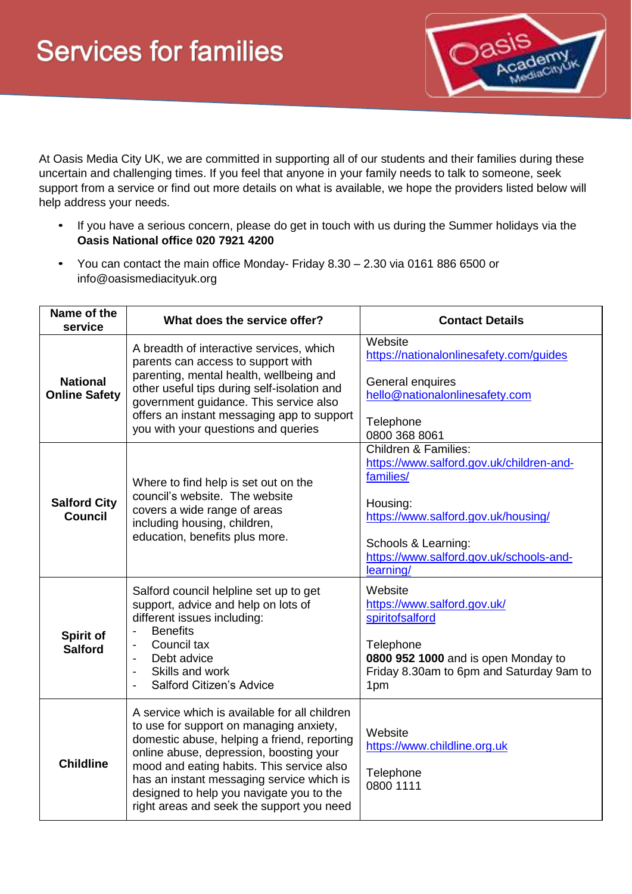# Services for families

At Oasis Media City UK, we are committed in supporting all of our students and their families during these uncertain and challenging times. If you feel that anyone in your family needs to talk to someone, seek support from a service or find out more details on what is available, we hope the providers listed below will help address your needs.

- If you have a serious concern, please do get in touch with us during the Summer holidays via the **Oasis National office 020 7921 4200**
- You can contact the main office Monday- Friday 8.30 – 2.30 via 0161 886 6500 or info@oasismediacityuk.org

| Name of the service | What does the service offer? | Contact Details |
|---|---|---|
| **National Online Safety** | A breadth of interactive services, which parents can access to support with parenting, mental health, wellbeing and other useful tips during self-isolation and government guidance. This service also offers an instant messaging app to support you with your questions and queries | Website<br>https://nationalonlinesafety.com/guides<br><br>General enquires<br>hello@nationalonlinesafety.com<br><br>Telephone<br>0800 368 8061 |
| **Salford City Council** | Where to find help is set out on the council's website. The website covers a wide range of areas including housing, children, education, benefits plus more. | Children & Families:<br>https://www.salford.gov.uk/children-and-families/<br><br>Housing:<br>https://www.salford.gov.uk/housing/<br><br>Schools & Learning:<br>https://www.salford.gov.uk/schools-and-learning/ |
| **Spirit of Salford** | Salford council helpline set up to get support, advice and help on lots of different issues including:<br>- Benefits<br>- Council tax<br>- Debt advice<br>- Skills and work<br>- Salford Citizen's Advice | Website<br>https://www.salford.gov.uk/spiritofsalford<br><br>Telephone<br>**0800 952 1000** and is open Monday to Friday 8.30am to 6pm and Saturday 9am to 1pm |
| **Childline** | A service which is available for all children to use for support on managing anxiety, domestic abuse, helping a friend, reporting online abuse, depression, boosting your mood and eating habits. This service also has an instant messaging service which is designed to help you navigate you to the right areas and seek the support you need | Website<br>https://www.childline.org.uk<br><br>Telephone<br>0800 1111 |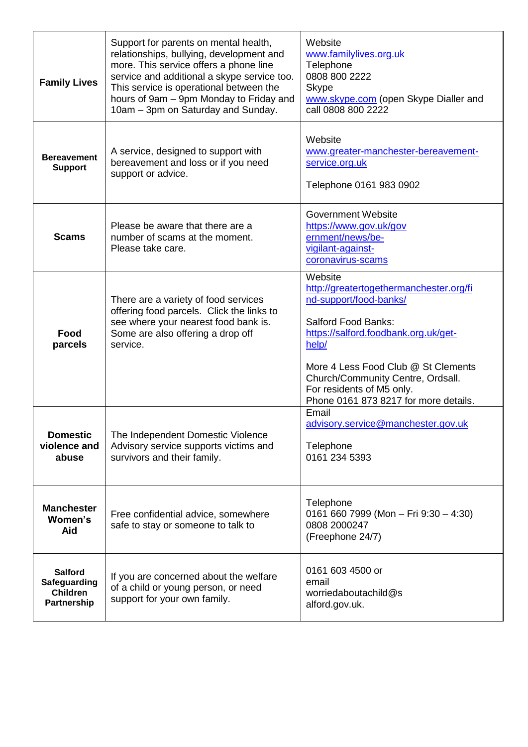| | | |
|---|---|---|
| **Family Lives** | Support for parents on mental health, relationships, bullying, development and more. This service offers a phone line service and additional a skype service too. This service is operational between the hours of 9am – 9pm Monday to Friday and 10am – 3pm on Saturday and Sunday. | Website www.familylives.org.uk Telephone 0808 800 2222 Skype www.skype.com (open Skype Dialler and call 0808 800 2222 |
| **Bereavement Support** | A service, designed to support with bereavement and loss or if you need support or advice. | Website www.greater-manchester-bereavement-service.org.uk <br><br> Telephone 0161 983 0902 |
| **Scams** | Please be aware that there are a number of scams at the moment. Please take care. | Government Website https://www.gov.uk/government/news/be-vigilant-against-coronavirus-scams |
| **Food parcels** | There are a variety of food services offering food parcels. Click the links to see where your nearest food bank is. Some are also offering a drop off service. | Website http://greatertogethermanchester.org/find-support/food-banks/ <br><br> Salford Food Banks: https://salford.foodbank.org.uk/get-help/ <br><br> More 4 Less Food Club @ St Clements Church/Community Centre, Ordsall. For residents of M5 only. Phone 0161 873 8217 for more details. |
| **Domestic violence and abuse** | The Independent Domestic Violence Advisory service supports victims and survivors and their family. | Email advisory.service@manchester.gov.uk <br><br> Telephone 0161 234 5393 |
| **Manchester Women's Aid** | Free confidential advice, somewhere safe to stay or someone to talk to | Telephone 0161 660 7999 (Mon – Fri 9:30 – 4:30) 0808 2000247 (Freephone 24/7) |
| **Salford Safeguarding Children Partnership** | If you are concerned about the welfare of a child or young person, or need support for your own family. | 0161 603 4500 or email worriedaboutachild@salford.gov.uk. |